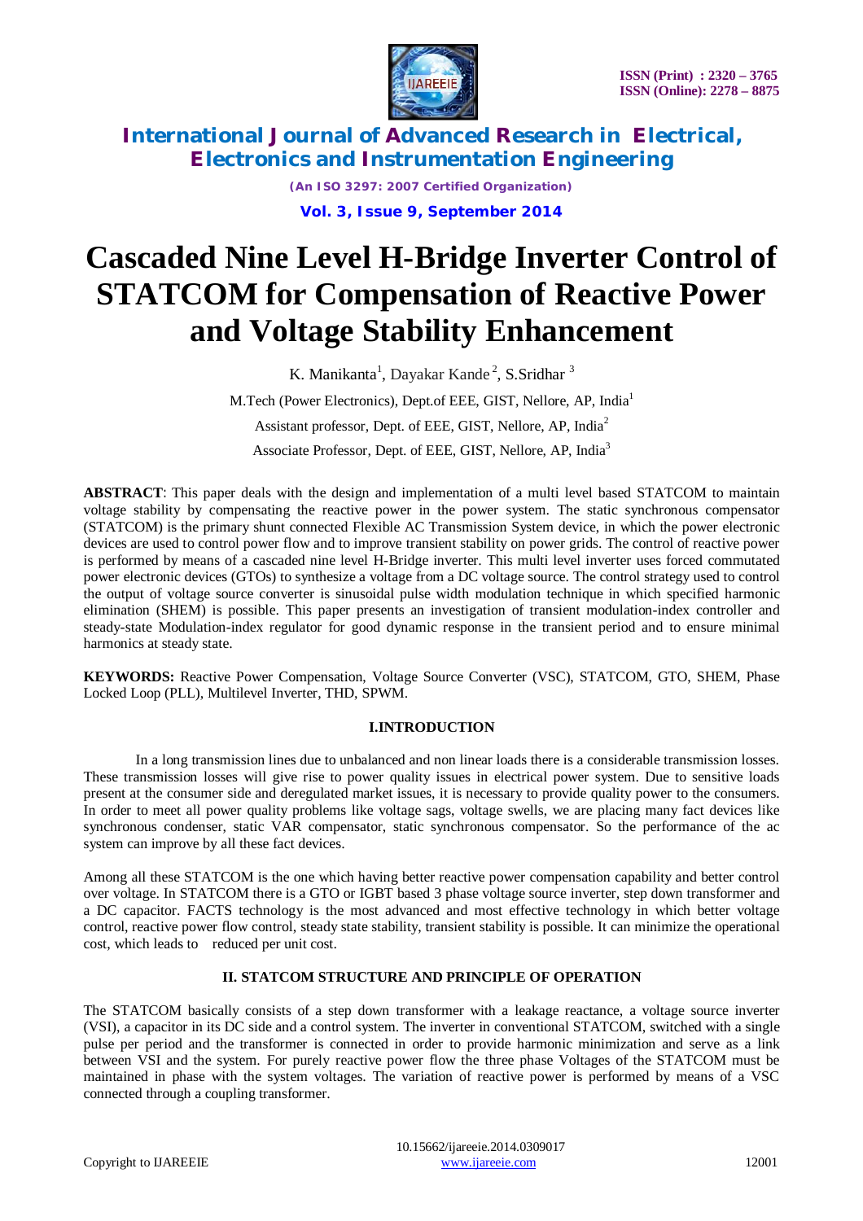# Cascaded Nine Level H-Bridge Inverter Control of STATCOM for Compensation of Reactive Power and Voltage Stability Enhancement

K. Manikanta[1], Dayakar Kande[2], S.Sridhar[3]

M.Tech (Power Electronics), Dept.of EEE, GIST, Nellore, AP, India[1]

Assistant professor, Dept. of EEE, GIST, Nellore, AP, India[2]

Associate Professor, Dept. of EEE, GIST, Nellore, AP, India[3]

**ABSTRACT**: This paper deals with the design and implementation of a multi level based STATCOM to maintain voltage stability by compensating the reactive power in the power system. The static synchronous compensator (STATCOM) is the primary shunt connected Flexible AC Transmission System device, in which the power electronic devices are used to control power flow and to improve transient stability on power grids. The control of reactive power is performed by means of a cascaded nine level H-Bridge inverter. This multi level inverter uses forced commutated power electronic devices (GTOs) to synthesize a voltage from a DC voltage source. The control strategy used to control the output of voltage source converter is sinusoidal pulse width modulation technique in which specified harmonic elimination (SHEM) is possible. This paper presents an investigation of transient modulation-index controller and steady-state Modulation-index regulator for good dynamic response in the transient period and to ensure minimal harmonics at steady state.

**KEYWORDS:** Reactive Power Compensation, Voltage Source Converter (VSC), STATCOM, GTO, SHEM, Phase Locked Loop (PLL), Multilevel Inverter, THD, SPWM.

## I.INTRODUCTION

In a long transmission lines due to unbalanced and non linear loads there is a considerable transmission losses. These transmission losses will give rise to power quality issues in electrical power system. Due to sensitive loads present at the consumer side and deregulated market issues, it is necessary to provide quality power to the consumers. In order to meet all power quality problems like voltage sags, voltage swells, we are placing many fact devices like synchronous condenser, static VAR compensator, static synchronous compensator. So the performance of the ac system can improve by all these fact devices.

Among all these STATCOM is the one which having better reactive power compensation capability and better control over voltage. In STATCOM there is a GTO or IGBT based 3 phase voltage source inverter, step down transformer and a DC capacitor. FACTS technology is the most advanced and most effective technology in which better voltage control, reactive power flow control, steady state stability, transient stability is possible. It can minimize the operational cost, which leads to reduced per unit cost.

## II. STATCOM STRUCTURE AND PRINCIPLE OF OPERATION

The STATCOM basically consists of a step down transformer with a leakage reactance, a voltage source inverter (VSI), a capacitor in its DC side and a control system. The inverter in conventional STATCOM, switched with a single pulse per period and the transformer is connected in order to provide harmonic minimization and serve as a link between VSI and the system. For purely reactive power flow the three phase Voltages of the STATCOM must be maintained in phase with the system voltages. The variation of reactive power is performed by means of a VSC connected through a coupling transformer.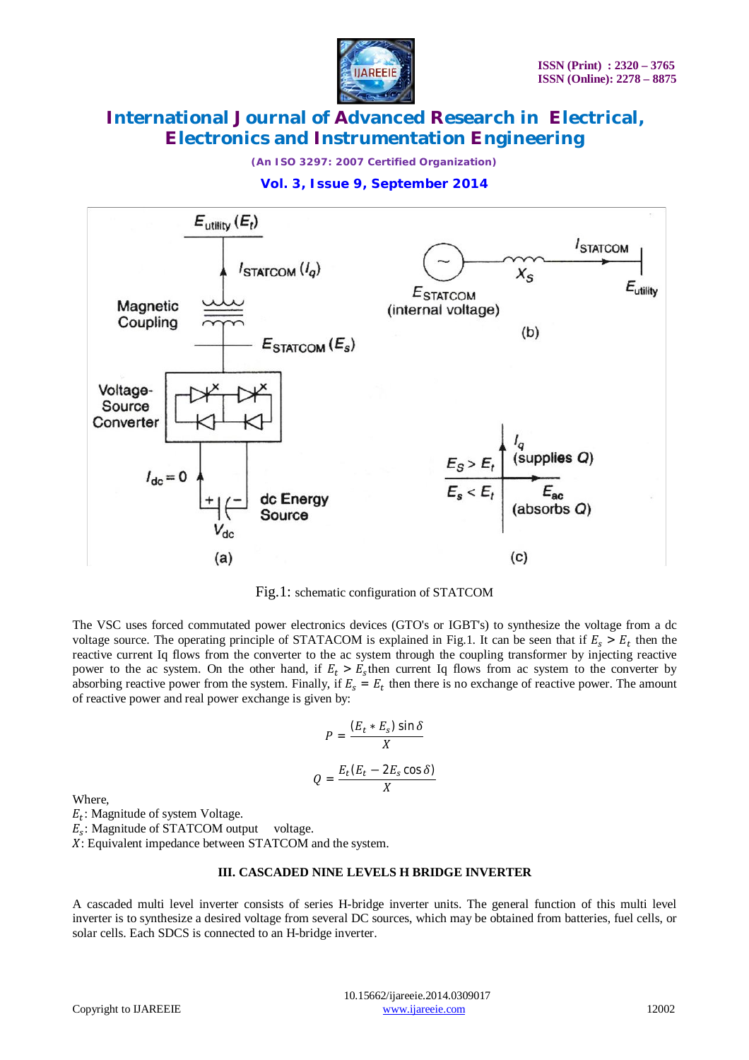Fig.1: schematic configuration of STATCOM

The VSC uses forced commutated power electronics devices (GTO's or IGBT's) to synthesize the voltage from a dc voltage source. The operating principle of STATACOM is explained in Fig.1. It can be seen that if $E_s > E_t$ then the reactive current Iq flows from the converter to the ac system through the coupling transformer by injecting reactive power to the ac system. On the other hand, if $E_t > E_s$ then current Iq flows from ac system to the converter by absorbing reactive power from the system. Finally, if $E_s = E_t$ then there is no exchange of reactive power. The amount of reactive power and real power exchange is given by:

$$P = \frac{(E_t * E_s)\sin\delta}{X}$$

$$Q = \frac{E_t(E_t - 2E_s\cos\delta)}{X}$$

Where,
$E_t$: Magnitude of system Voltage.
$E_s$: Magnitude of STATCOM output voltage.
$X$: Equivalent impedance between STATCOM and the system.

## III. CASCADED NINE LEVELS H BRIDGE INVERTER

A cascaded multi level inverter consists of series H-bridge inverter units. The general function of this multi level inverter is to synthesize a desired voltage from several DC sources, which may be obtained from batteries, fuel cells, or solar cells. Each SDCS is connected to an H-bridge inverter.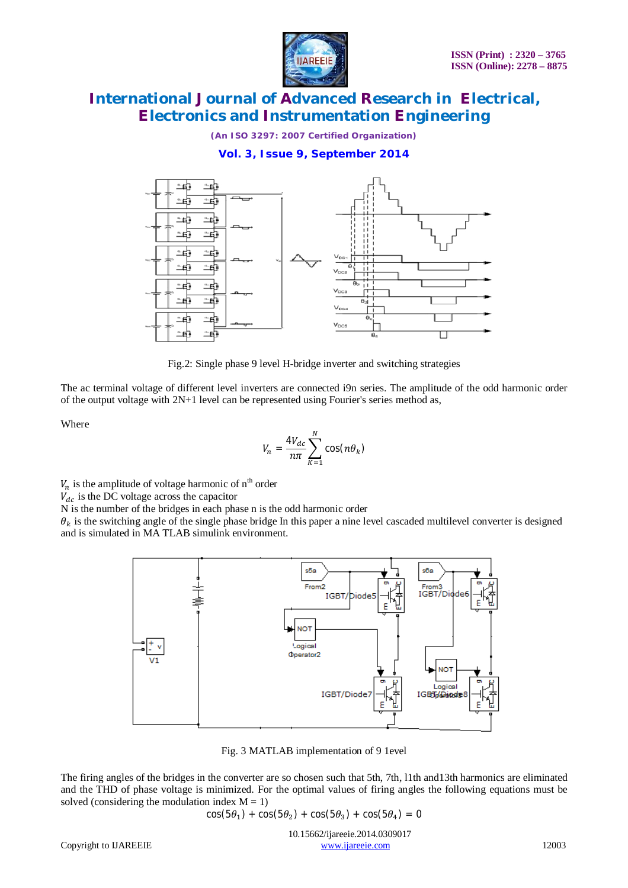Fig.2: Single phase 9 level H-bridge inverter and switching strategies

The ac terminal voltage of different level inverters are connected i9n series. The amplitude of the odd harmonic order of the output voltage with 2N+1 level can be represented using Fourier's series method as,

Where

$$V_n = \frac{4V_{dc}}{n\pi}\sum_{K=1}^{N}\cos(n\theta_k)$$

$V_n$ is the amplitude of voltage harmonic of n[th] order
$V_{dc}$ is the DC voltage across the capacitor
N is the number of the bridges in each phase n is the odd harmonic order
$\theta_k$ is the switching angle of the single phase bridge In this paper a nine level cascaded multilevel converter is designed and is simulated in MA TLAB simulink environment.

Fig. 3 MATLAB implementation of 9 level

The firing angles of the bridges in the converter are so chosen such that 5th, 7th, l1th and13th harmonics are eliminated and the THD of phase voltage is minimized. For the optimal values of firing angles the following equations must be solved (considering the modulation index M = 1)

$$\cos(5\theta_1) + \cos(5\theta_2) + \cos(5\theta_3) + \cos(5\theta_4) = 0$$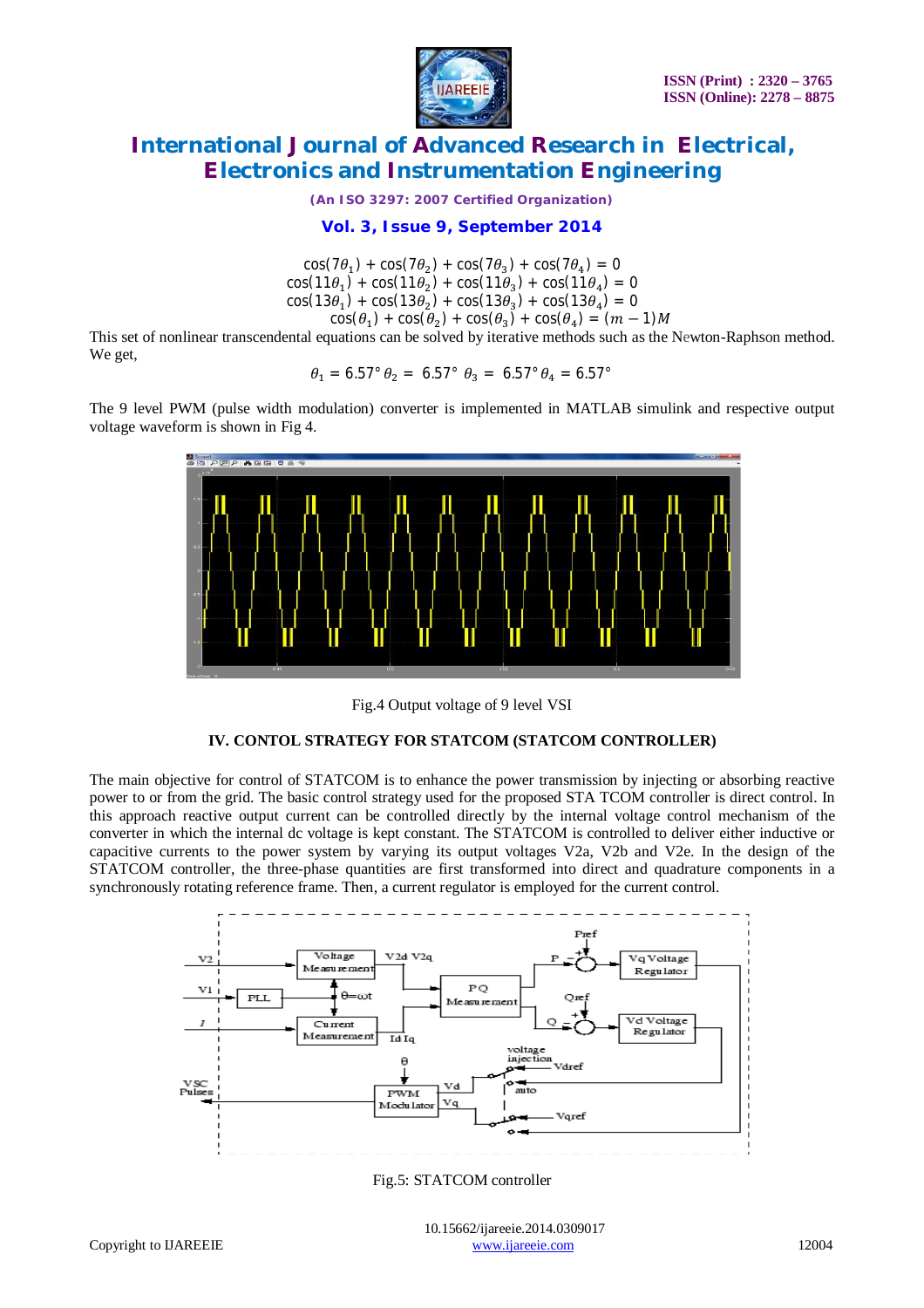$$\cos(7\theta_1) + \cos(7\theta_2) + \cos(7\theta_3) + \cos(7\theta_4) = 0$$
$$\cos(11\theta_1) + \cos(11\theta_2) + \cos(11\theta_3) + \cos(11\theta_4) = 0$$
$$\cos(13\theta_1) + \cos(13\theta_2) + \cos(13\theta_3) + \cos(13\theta_4) = 0$$
$$\cos(\theta_1) + \cos(\theta_2) + \cos(\theta_3) + \cos(\theta_4) = (m-1)M$$

This set of nonlinear transcendental equations can be solved by iterative methods such as the Newton-Raphson method. We get,

$$\theta_1 = 6.57° \; \theta_2 = 6.57° \; \theta_3 = 6.57° \; \theta_4 = 6.57°$$

The 9 level PWM (pulse width modulation) converter is implemented in MATLAB simulink and respective output voltage waveform is shown in Fig 4.

Fig.4 Output voltage of 9 level VSI

## IV. CONTOL STRATEGY FOR STATCOM (STATCOM CONTROLLER)

The main objective for control of STATCOM is to enhance the power transmission by injecting or absorbing reactive power to or from the grid. The basic control strategy used for the proposed STA TCOM controller is direct control. In this approach reactive output current can be controlled directly by the internal voltage control mechanism of the converter in which the internal dc voltage is kept constant. The STATCOM is controlled to deliver either inductive or capacitive currents to the power system by varying its output voltages V2a, V2b and V2e. In the design of the STATCOM controller, the three-phase quantities are first transformed into direct and quadrature components in a synchronously rotating reference frame. Then, a current regulator is employed for the current control.

Fig.5: STATCOM controller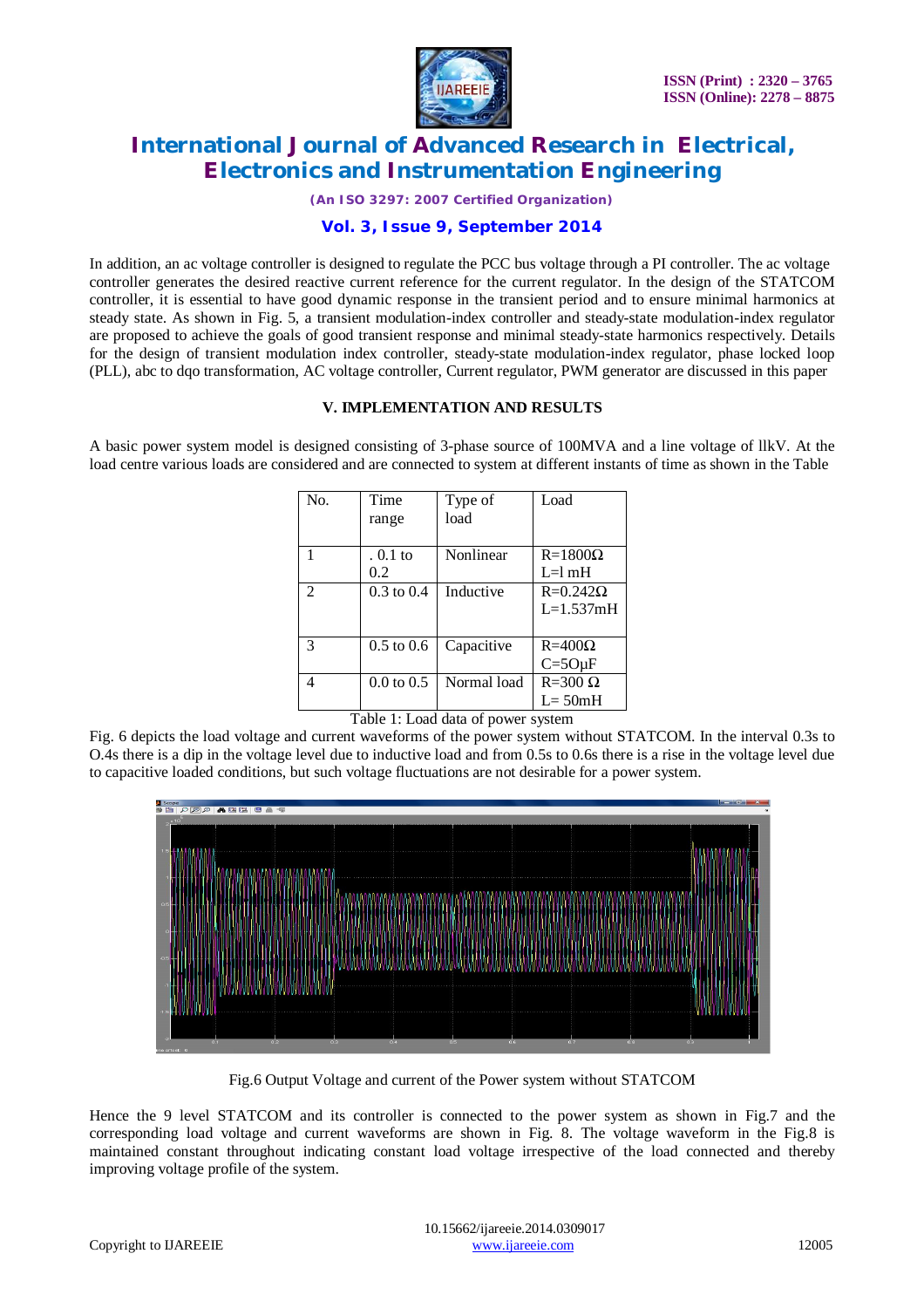In addition, an ac voltage controller is designed to regulate the PCC bus voltage through a PI controller. The ac voltage controller generates the desired reactive current reference for the current regulator. In the design of the STATCOM controller, it is essential to have good dynamic response in the transient period and to ensure minimal harmonics at steady state. As shown in Fig. 5, a transient modulation-index controller and steady-state modulation-index regulator are proposed to achieve the goals of good transient response and minimal steady-state harmonics respectively. Details for the design of transient modulation index controller, steady-state modulation-index regulator, phase locked loop (PLL), abc to dqo transformation, AC voltage controller, Current regulator, PWM generator are discussed in this paper

## V. IMPLEMENTATION AND RESULTS

A basic power system model is designed consisting of 3-phase source of 100MVA and a line voltage of llkV. At the load centre various loads are considered and are connected to system at different instants of time as shown in the Table

| No. | Time range | Type of load | Load |
|---|---|---|---|
| 1 | . 0.1 to 0.2 | Nonlinear | R=1800Ω L=l mH |
| 2 | 0.3 to 0.4 | Inductive | R=0.242Ω L=1.537mH |
| 3 | 0.5 to 0.6 | Capacitive | R=400Ω C=5OμF |
| 4 | 0.0 to 0.5 | Normal load | R=300 Ω L= 50mH |

Table 1: Load data of power system

Fig. 6 depicts the load voltage and current waveforms of the power system without STATCOM. In the interval 0.3s to O.4s there is a dip in the voltage level due to inductive load and from 0.5s to 0.6s there is a rise in the voltage level due to capacitive loaded conditions, but such voltage fluctuations are not desirable for a power system.

Fig.6 Output Voltage and current of the Power system without STATCOM

Hence the 9 level STATCOM and its controller is connected to the power system as shown in Fig.7 and the corresponding load voltage and current waveforms are shown in Fig. 8. The voltage waveform in the Fig.8 is maintained constant throughout indicating constant load voltage irrespective of the load connected and thereby improving voltage profile of the system.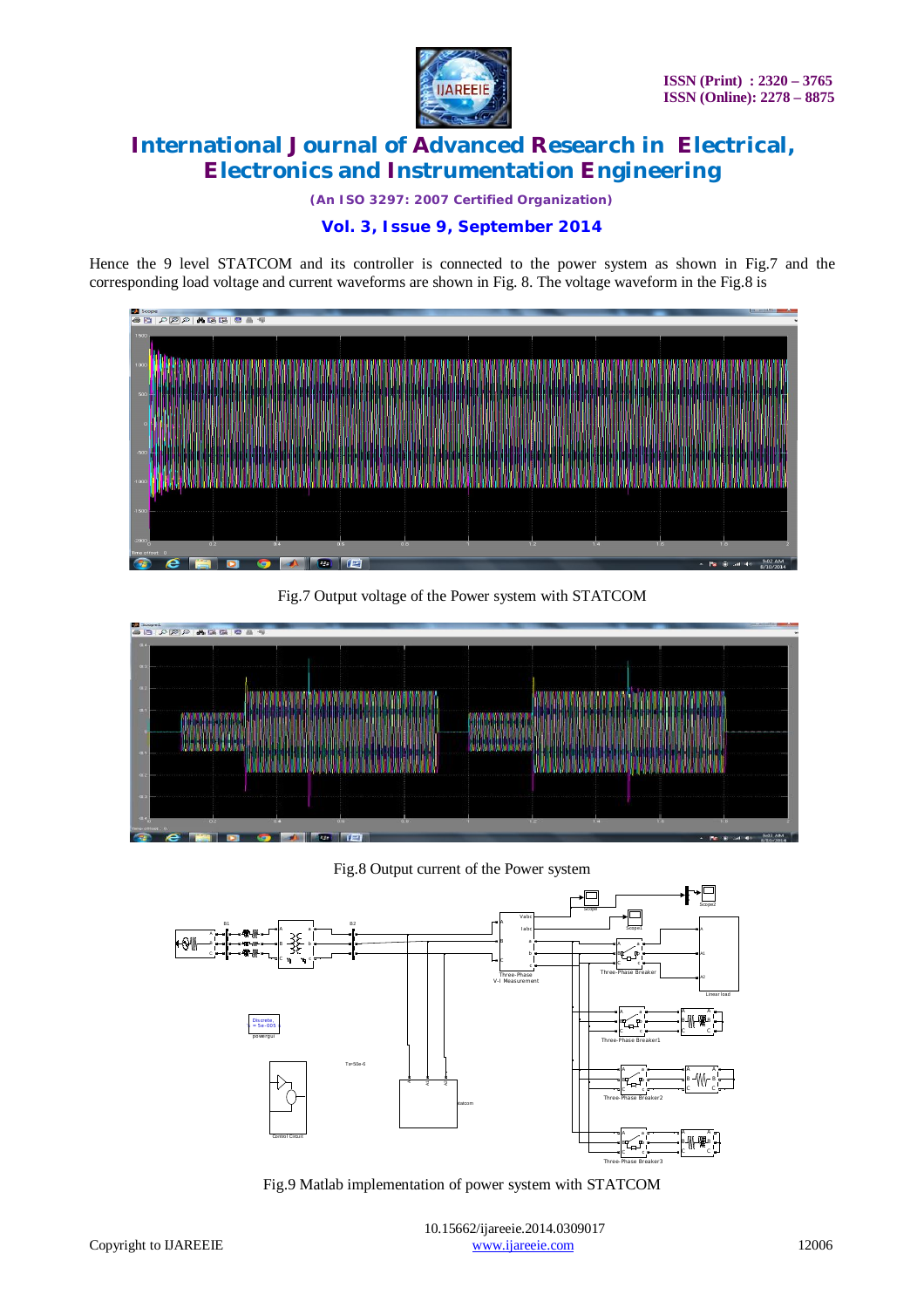Hence the 9 level STATCOM and its controller is connected to the power system as shown in Fig.7 and the corresponding load voltage and current waveforms are shown in Fig. 8. The voltage waveform in the Fig.8 is

Fig.7 Output voltage of the Power system with STATCOM

Fig.8 Output current of the Power system

Fig.9 Matlab implementation of power system with STATCOM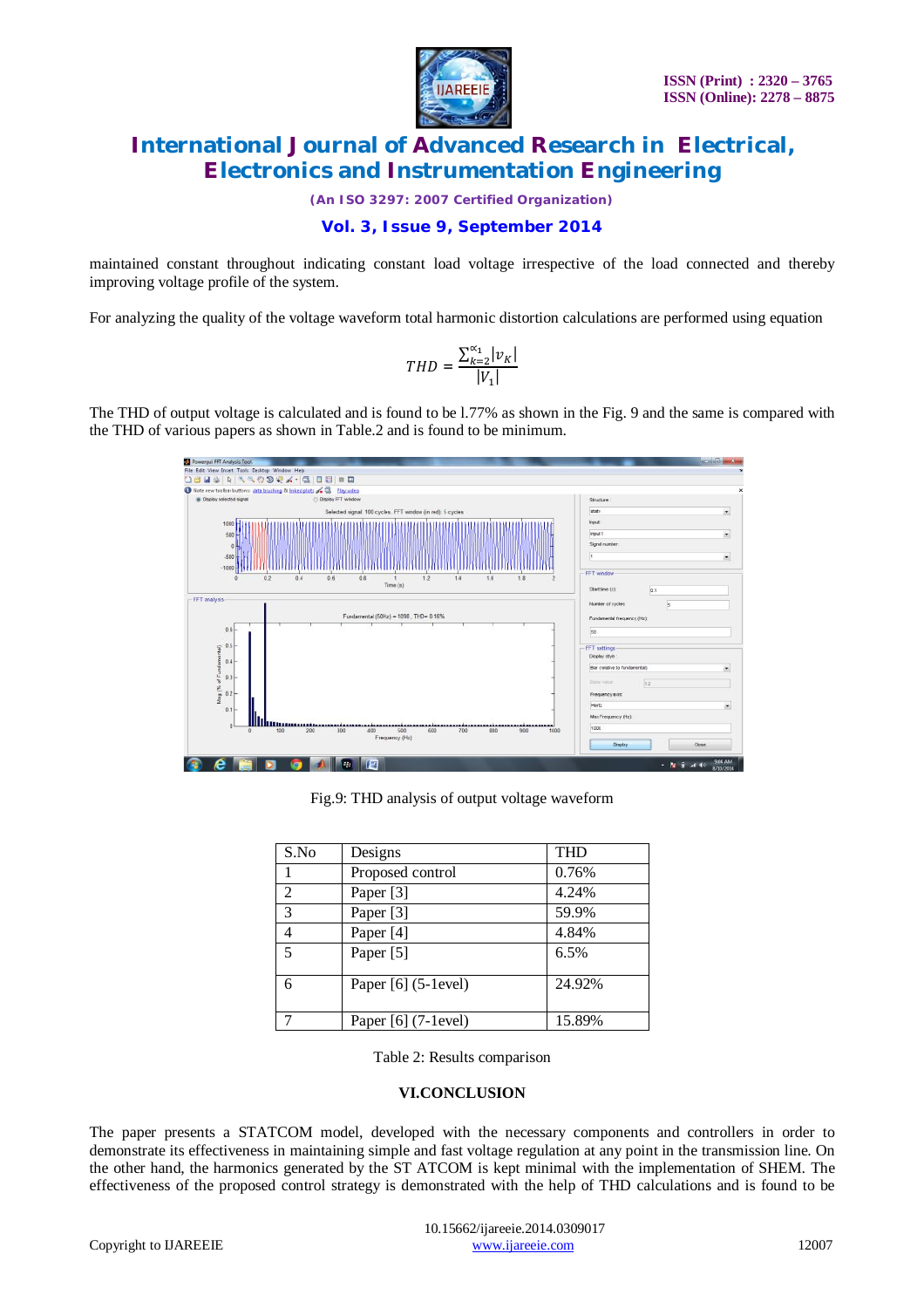maintained constant throughout indicating constant load voltage irrespective of the load connected and thereby improving voltage profile of the system.

For analyzing the quality of the voltage waveform total harmonic distortion calculations are performed using equation

$$THD = \frac{\sum_{k=2}^{\alpha_1} |v_K|}{|V_1|}$$

The THD of output voltage is calculated and is found to be l.77% as shown in the Fig. 9 and the same is compared with the THD of various papers as shown in Table.2 and is found to be minimum.

Fig.9: THD analysis of output voltage waveform

| S.No | Designs | THD |
|---|---|---|
| 1 | Proposed control | 0.76% |
| 2 | Paper [3] | 4.24% |
| 3 | Paper [3] | 59.9% |
| 4 | Paper [4] | 4.84% |
| 5 | Paper [5] | 6.5% |
| 6 | Paper [6] (5-1level) | 24.92% |
| 7 | Paper [6] (7-1level) | 15.89% |

Table 2: Results comparison

## VI.CONCLUSION

The paper presents a STATCOM model, developed with the necessary components and controllers in order to demonstrate its effectiveness in maintaining simple and fast voltage regulation at any point in the transmission line. On the other hand, the harmonics generated by the ST ATCOM is kept minimal with the implementation of SHEM. The effectiveness of the proposed control strategy is demonstrated with the help of THD calculations and is found to be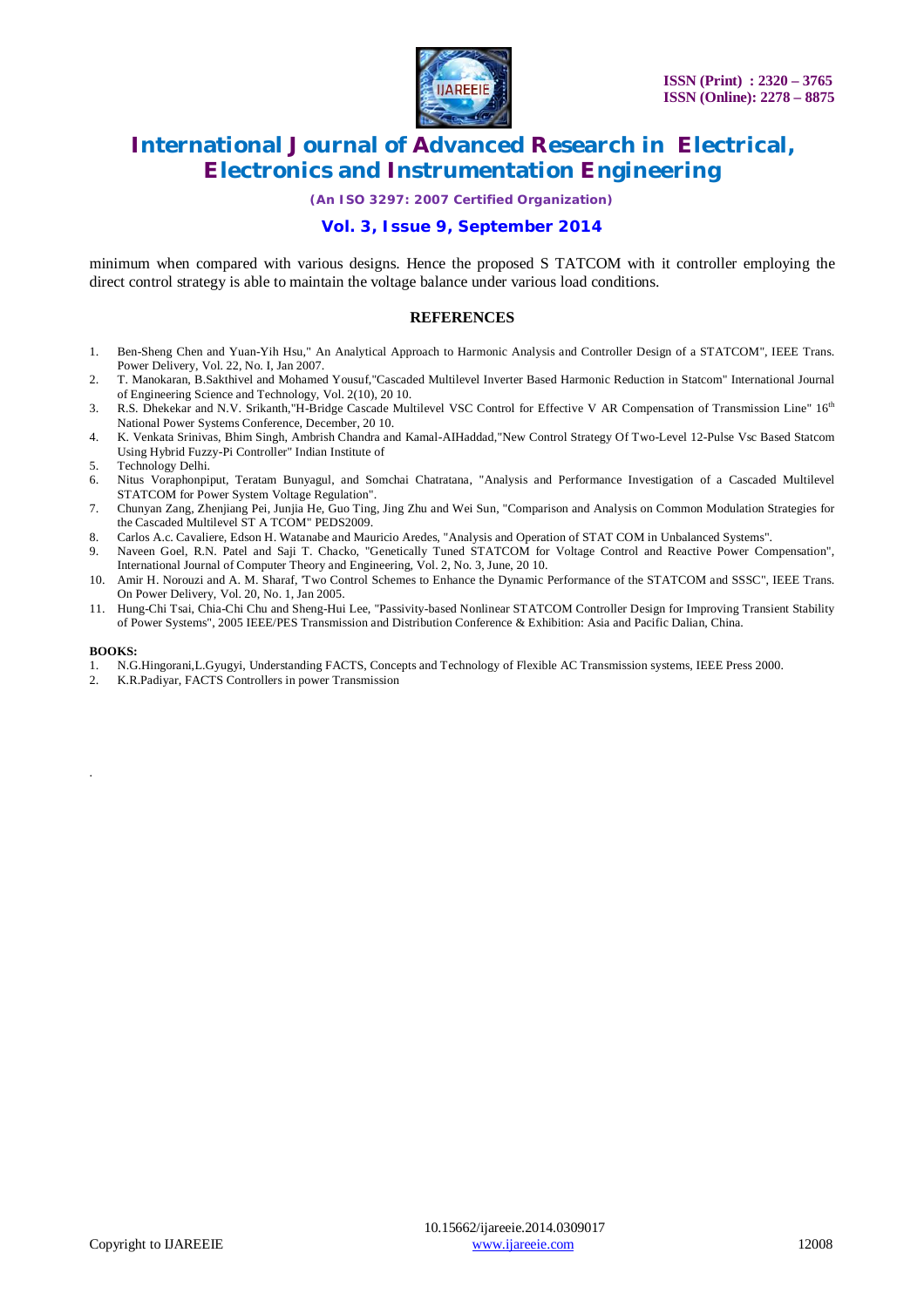minimum when compared with various designs. Hence the proposed S TATCOM with it controller employing the direct control strategy is able to maintain the voltage balance under various load conditions.

## REFERENCES

1. Ben-Sheng Chen and Yuan-Yih Hsu," An Analytical Approach to Harmonic Analysis and Controller Design of a STATCOM", IEEE Trans. Power Delivery, Vol. 22, No. I, Jan 2007.
2. T. Manokaran, B.Sakthivel and Mohamed Yousuf,"Cascaded Multilevel Inverter Based Harmonic Reduction in Statcom" International Journal of Engineering Science and Technology, Vol. 2(10), 20 10.
3. R.S. Dhekekar and N.V. Srikanth,"H-Bridge Cascade Multilevel VSC Control for Effective V AR Compensation of Transmission Line" 16th National Power Systems Conference, December, 20 10.
4. K. Venkata Srinivas, Bhim Singh, Ambrish Chandra and Kamal-AIHaddad,"New Control Strategy Of Two-Level 12-Pulse Vsc Based Statcom Using Hybrid Fuzzy-Pi Controller" Indian Institute of
5. Technology Delhi.
6. Nitus Voraphonpiput, Teratam Bunyagul, and Somchai Chatratana, "Analysis and Performance Investigation of a Cascaded Multilevel STATCOM for Power System Voltage Regulation".
7. Chunyan Zang, Zhenjiang Pei, Junjia He, Guo Ting, Jing Zhu and Wei Sun, "Comparison and Analysis on Common Modulation Strategies for the Cascaded Multilevel ST A TCOM" PEDS2009.
8. Carlos A.c. Cavaliere, Edson H. Watanabe and Mauricio Aredes, "Analysis and Operation of STAT COM in Unbalanced Systems".
9. Naveen Goel, R.N. Patel and Saji T. Chacko, "Genetically Tuned STATCOM for Voltage Control and Reactive Power Compensation", International Journal of Computer Theory and Engineering, Vol. 2, No. 3, June, 20 10.
10. Amir H. Norouzi and A. M. Sharaf, 'Two Control Schemes to Enhance the Dynamic Performance of the STATCOM and SSSC", IEEE Trans. On Power Delivery, Vol. 20, No. 1, Jan 2005.
11. Hung-Chi Tsai, Chia-Chi Chu and Sheng-Hui Lee, "Passivity-based Nonlinear STATCOM Controller Design for Improving Transient Stability of Power Systems", 2005 IEEE/PES Transmission and Distribution Conference & Exhibition: Asia and Pacific Dalian, China.

**BOOKS:**

1. N.G.Hingorani,L.Gyugyi, Understanding FACTS, Concepts and Technology of Flexible AC Transmission systems, IEEE Press 2000.
2. K.R.Padiyar, FACTS Controllers in power Transmission